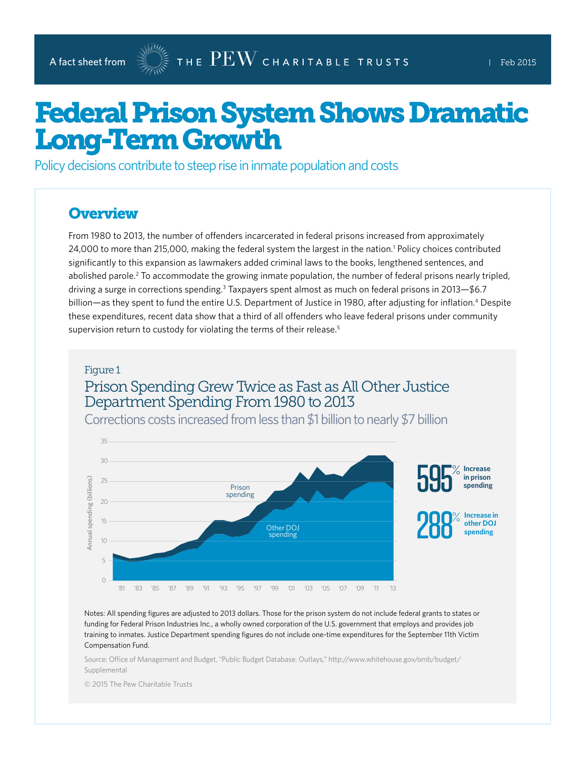A fact sheet from THE PEW CHARITABLE TRUSTS | Feb 2015

# Federal Prison System Shows Dramatic Long-Term Growth

Policy decisions contribute to steep rise in inmate population and costs

## Overview

From 1980 to 2013, the number of offenders incarcerated in federal prisons increased from approximately 24,000 to more than 215,000, making the federal system the largest in the nation.[1] Policy choices contributed significantly to this expansion as lawmakers added criminal laws to the books, lengthened sentences, and abolished parole.[2] To accommodate the growing inmate population, the number of federal prisons nearly tripled, driving a surge in corrections spending.[3] Taxpayers spent almost as much on federal prisons in 2013—$6.7 billion—as they spent to fund the entire U.S. Department of Justice in 1980, after adjusting for inflation.[4] Despite these expenditures, recent data show that a third of all offenders who leave federal prisons under community supervision return to custody for violating the terms of their release.[5]

Figure 1

### Prison Spending Grew Twice as Fast as All Other Justice Department Spending From 1980 to 2013

Corrections costs increased from less than $1 billion to nearly $7 billion

595% Increase in prison spending

288% Increase in other DOJ spending

Notes: All spending figures are adjusted to 2013 dollars. Those for the prison system do not include federal grants to states or funding for Federal Prison Industries Inc., a wholly owned corporation of the U.S. government that employs and provides job training to inmates. Justice Department spending figures do not include one-time expenditures for the September 11th Victim Compensation Fund.

Source: Office of Management and Budget, "Public Budget Database: Outlays," http://www.whitehouse.gov/omb/budget/Supplemental

© 2015 The Pew Charitable Trusts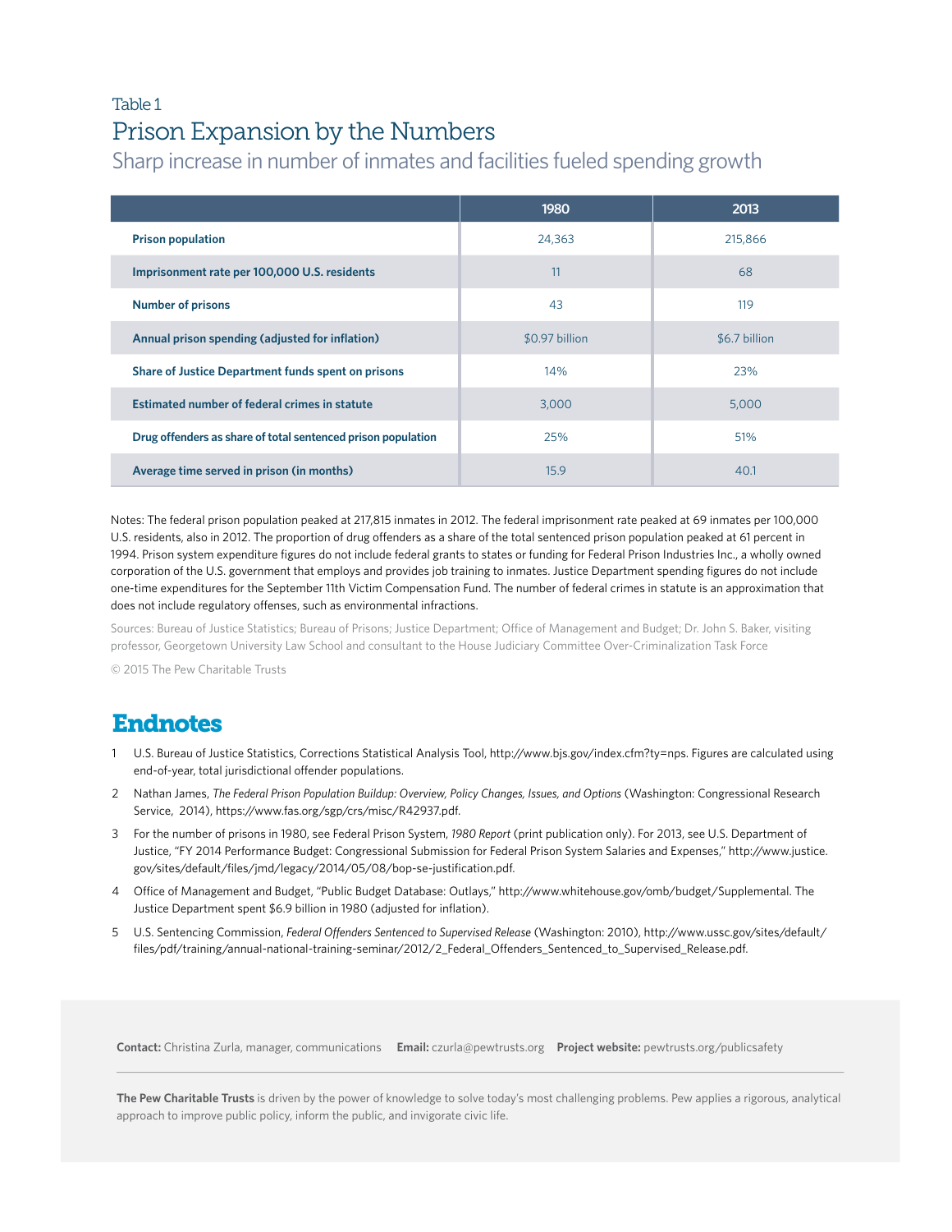Table 1

## Prison Expansion by the Numbers

Sharp increase in number of inmates and facilities fueled spending growth

| | 1980 | 2013 |
|---|---|---|
| **Prison population** | 24,363 | 215,866 |
| **Imprisonment rate per 100,000 U.S. residents** | 11 | 68 |
| **Number of prisons** | 43 | 119 |
| **Annual prison spending (adjusted for inflation)** | $0.97 billion | $6.7 billion |
| **Share of Justice Department funds spent on prisons** | 14% | 23% |
| **Estimated number of federal crimes in statute** | 3,000 | 5,000 |
| **Drug offenders as share of total sentenced prison population** | 25% | 51% |
| **Average time served in prison (in months)** | 15.9 | 40.1 |

Notes: The federal prison population peaked at 217,815 inmates in 2012. The federal imprisonment rate peaked at 69 inmates per 100,000 U.S. residents, also in 2012. The proportion of drug offenders as a share of the total sentenced prison population peaked at 61 percent in 1994. Prison system expenditure figures do not include federal grants to states or funding for Federal Prison Industries Inc., a wholly owned corporation of the U.S. government that employs and provides job training to inmates. Justice Department spending figures do not include one-time expenditures for the September 11th Victim Compensation Fund. The number of federal crimes in statute is an approximation that does not include regulatory offenses, such as environmental infractions.

Sources: Bureau of Justice Statistics; Bureau of Prisons; Justice Department; Office of Management and Budget; Dr. John S. Baker, visiting professor, Georgetown University Law School and consultant to the House Judiciary Committee Over-Criminalization Task Force

© 2015 The Pew Charitable Trusts

## Endnotes

1. U.S. Bureau of Justice Statistics, Corrections Statistical Analysis Tool, http://www.bjs.gov/index.cfm?ty=nps. Figures are calculated using end-of-year, total jurisdictional offender populations.
2. Nathan James, *The Federal Prison Population Buildup: Overview, Policy Changes, Issues, and Options* (Washington: Congressional Research Service, 2014), https://www.fas.org/sgp/crs/misc/R42937.pdf.
3. For the number of prisons in 1980, see Federal Prison System, *1980 Report* (print publication only). For 2013, see U.S. Department of Justice, "FY 2014 Performance Budget: Congressional Submission for Federal Prison System Salaries and Expenses," http://www.justice.gov/sites/default/files/jmd/legacy/2014/05/08/bop-se-justification.pdf.
4. Office of Management and Budget, "Public Budget Database: Outlays," http://www.whitehouse.gov/omb/budget/Supplemental. The Justice Department spent $6.9 billion in 1980 (adjusted for inflation).
5. U.S. Sentencing Commission, *Federal Offenders Sentenced to Supervised Release* (Washington: 2010), http://www.ussc.gov/sites/default/files/pdf/training/annual-national-training-seminar/2012/2_Federal_Offenders_Sentenced_to_Supervised_Release.pdf.

**Contact:** Christina Zurla, manager, communications **Email:** czurla@pewtrusts.org **Project website:** pewtrusts.org/publicsafety

**The Pew Charitable Trusts** is driven by the power of knowledge to solve today's most challenging problems. Pew applies a rigorous, analytical approach to improve public policy, inform the public, and invigorate civic life.